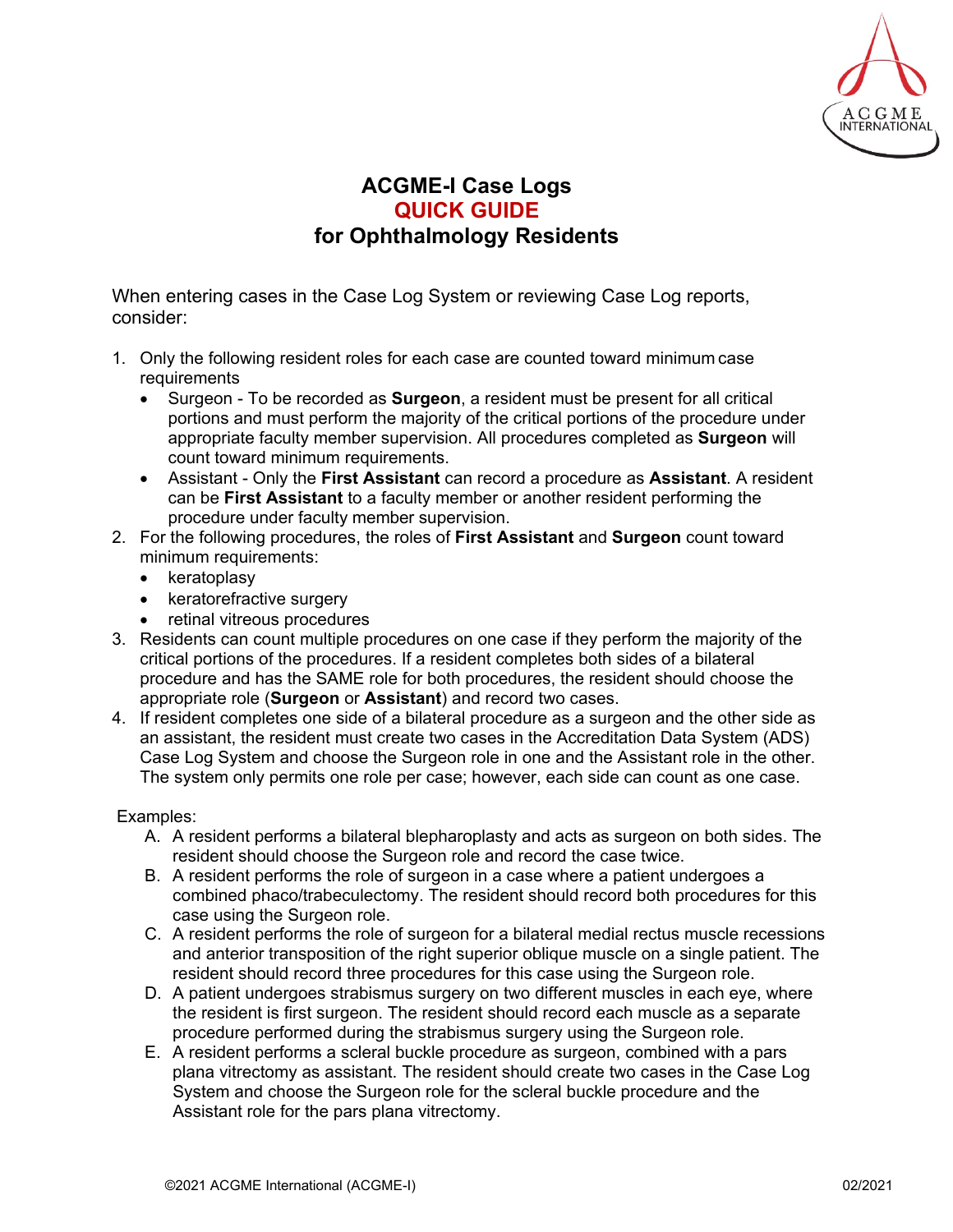# ACGME-I Case Logs
## QUICK GUIDE
## for Ophthalmology Residents

When entering cases in the Case Log System or reviewing Case Log reports, consider:

1. Only the following resident roles for each case are counted toward minimum case requirements
   - Surgeon - To be recorded as **Surgeon**, a resident must be present for all critical portions and must perform the majority of the critical portions of the procedure under appropriate faculty member supervision. All procedures completed as **Surgeon** will count toward minimum requirements.
   - Assistant - Only the **First Assistant** can record a procedure as **Assistant**. A resident can be **First Assistant** to a faculty member or another resident performing the procedure under faculty member supervision.
2. For the following procedures, the roles of **First Assistant** and **Surgeon** count toward minimum requirements:
   - keratoplasty
   - keratorefractive surgery
   - retinal vitreous procedures
3. Residents can count multiple procedures on one case if they perform the majority of the critical portions of the procedures. If a resident completes both sides of a bilateral procedure and has the SAME role for both procedures, the resident should choose the appropriate role (**Surgeon** or **Assistant**) and record two cases.
4. If resident completes one side of a bilateral procedure as a surgeon and the other side as an assistant, the resident must create two cases in the Accreditation Data System (ADS) Case Log System and choose the Surgeon role in one and the Assistant role in the other. The system only permits one role per case; however, each side can count as one case.

Examples:

A. A resident performs a bilateral blepharoplasty and acts as surgeon on both sides. The resident should choose the Surgeon role and record the case twice.
B. A resident performs the role of surgeon in a case where a patient undergoes a combined phaco/trabeculectomy. The resident should record both procedures for this case using the Surgeon role.
C. A resident performs the role of surgeon for a bilateral medial rectus muscle recessions and anterior transposition of the right superior oblique muscle on a single patient. The resident should record three procedures for this case using the Surgeon role.
D. A patient undergoes strabismus surgery on two different muscles in each eye, where the resident is first surgeon. The resident should record each muscle as a separate procedure performed during the strabismus surgery using the Surgeon role.
E. A resident performs a scleral buckle procedure as surgeon, combined with a pars plana vitrectomy as assistant. The resident should create two cases in the Case Log System and choose the Surgeon role for the scleral buckle procedure and the Assistant role for the pars plana vitrectomy.

©2021 ACGME International (ACGME-I) 02/2021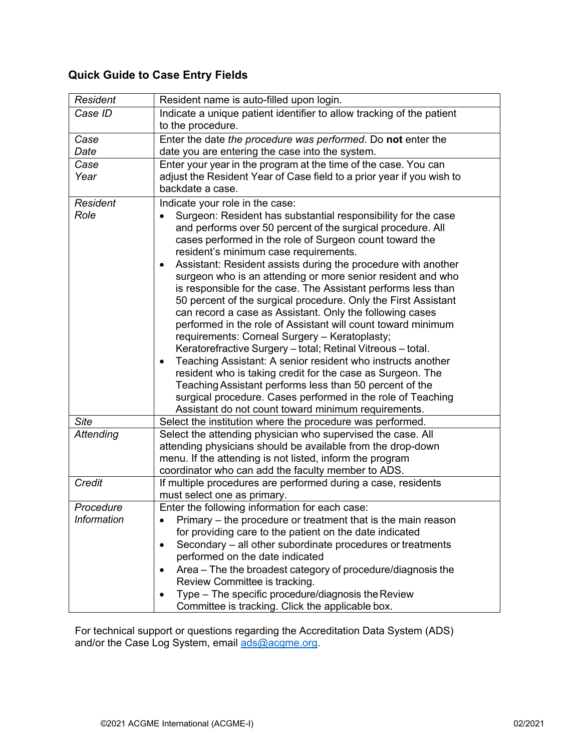### Quick Guide to Case Entry Fields

| | |
|---|---|
| *Resident* | Resident name is auto-filled upon login. |
| *Case ID* | Indicate a unique patient identifier to allow tracking of the patient to the procedure. |
| *Case Date* | Enter the date *the procedure was performed*. Do **not** enter the date you are entering the case into the system. |
| *Case Year* | Enter your year in the program at the time of the case. You can adjust the Resident Year of Case field to a prior year if you wish to backdate a case. |
| *Resident Role* | Indicate your role in the case:<br>• Surgeon: Resident has substantial responsibility for the case and performs over 50 percent of the surgical procedure. All cases performed in the role of Surgeon count toward the resident's minimum case requirements.<br>• Assistant: Resident assists during the procedure with another surgeon who is an attending or more senior resident and who is responsible for the case. The Assistant performs less than 50 percent of the surgical procedure. Only the First Assistant can record a case as Assistant. Only the following cases performed in the role of Assistant will count toward minimum requirements: Corneal Surgery – Keratoplasty; Keratorefractive Surgery – total; Retinal Vitreous – total.<br>• Teaching Assistant: A senior resident who instructs another resident who is taking credit for the case as Surgeon. The Teaching Assistant performs less than 50 percent of the surgical procedure. Cases performed in the role of Teaching Assistant do not count toward minimum requirements. |
| *Site* | Select the institution where the procedure was performed. |
| *Attending* | Select the attending physician who supervised the case. All attending physicians should be available from the drop-down menu. If the attending is not listed, inform the program coordinator who can add the faculty member to ADS. |
| *Credit* | If multiple procedures are performed during a case, residents must select one as primary. |
| *Procedure Information* | Enter the following information for each case:<br>• Primary – the procedure or treatment that is the main reason for providing care to the patient on the date indicated<br>• Secondary – all other subordinate procedures or treatments performed on the date indicated<br>• Area – The the broadest category of procedure/diagnosis the Review Committee is tracking.<br>• Type – The specific procedure/diagnosis the Review Committee is tracking. Click the applicable box. |

For technical support or questions regarding the Accreditation Data System (ADS) and/or the Case Log System, email ads@acgme.org.

©2021 ACGME International (ACGME-I) 02/2021